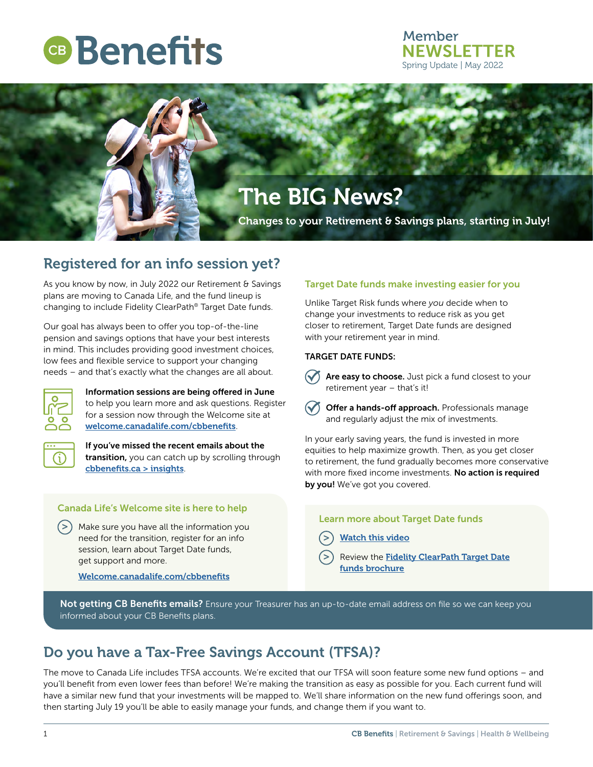# CB Benefits

Member **NEWSLETTER**
Spring Update | May 2022

## The BIG News?

**Changes to your Retirement & Savings plans, starting in July!**

## Registered for an info session yet?

As you know by now, in July 2022 our Retirement & Savings plans are moving to Canada Life, and the fund lineup is changing to include Fidelity ClearPath® Target Date funds.

Our goal has always been to offer you top-of-the-line pension and savings options that have your best interests in mind. This includes providing good investment choices, low fees and flexible service to support your changing needs – and that's exactly what the changes are all about.

**Information sessions are being offered in June** to help you learn more and ask questions. Register for a session now through the Welcome site at welcome.canadalife.com/cbbenefits.

**If you've missed the recent emails about the transition,** you can catch up by scrolling through cbbenefits.ca > insights.

### Canada Life's Welcome site is here to help

- Make sure you have all the information you need for the transition, register for an info session, learn about Target Date funds, get support and more.

  Welcome.canadalife.com/cbbenefits

### Target Date funds make investing easier for you

Unlike Target Risk funds where *you* decide when to change your investments to reduce risk as you get closer to retirement, Target Date funds are designed with your retirement year in mind.

**TARGET DATE FUNDS:**

- **Are easy to choose.** Just pick a fund closest to your retirement year – that's it!
- **Offer a hands-off approach.** Professionals manage and regularly adjust the mix of investments.

In your early saving years, the fund is invested in more equities to help maximize growth. Then, as you get closer to retirement, the fund gradually becomes more conservative with more fixed income investments. **No action is required by you!** We've got you covered.

### Learn more about Target Date funds

- Watch this video
- Review the Fidelity ClearPath Target Date funds brochure

**Not getting CB Benefits emails?** Ensure your Treasurer has an up-to-date email address on file so we can keep you informed about your CB Benefits plans.

## Do you have a Tax-Free Savings Account (TFSA)?

The move to Canada Life includes TFSA accounts. We're excited that our TFSA will soon feature some new fund options – and you'll benefit from even lower fees than before! We're making the transition as easy as possible for you. Each current fund will have a similar new fund that your investments will be mapped to. We'll share information on the new fund offerings soon, and then starting July 19 you'll be able to easily manage your funds, and change them if you want to.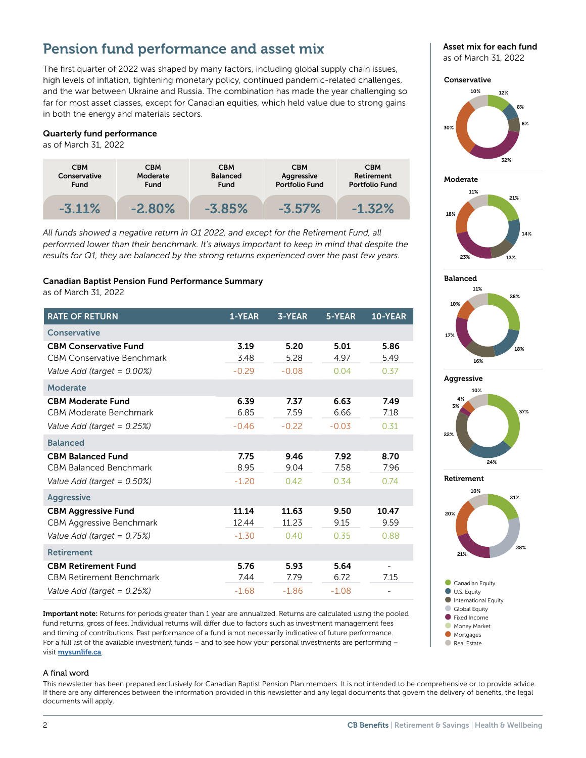## Pension fund performance and asset mix

The first quarter of 2022 was shaped by many factors, including global supply chain issues, high levels of inflation, tightening monetary policy, continued pandemic-related challenges, and the war between Ukraine and Russia. The combination has made the year challenging so far for most asset classes, except for Canadian equities, which held value due to strong gains in both the energy and materials sectors.

**Quarterly fund performance**
as of March 31, 2022

| CBM Conservative Fund | CBM Moderate Fund | CBM Balanced Fund | CBM Aggressive Portfolio Fund | CBM Retirement Portfolio Fund |
|---|---|---|---|---|
| -3.11% | -2.80% | -3.85% | -3.57% | -1.32% |

*All funds showed a negative return in Q1 2022, and except for the Retirement Fund, all performed lower than their benchmark. It's always important to keep in mind that despite the results for Q1, they are balanced by the strong returns experienced over the past few years.*

**Canadian Baptist Pension Fund Performance Summary**
as of March 31, 2022

| RATE OF RETURN | 1-YEAR | 3-YEAR | 5-YEAR | 10-YEAR |
|---|---|---|---|---|
| Conservative | | | | |
| **CBM Conservative Fund** | **3.19** | **5.20** | **5.01** | **5.86** |
| CBM Conservative Benchmark | 3.48 | 5.28 | 4.97 | 5.49 |
| *Value Add (target = 0.00%)* | -0.29 | -0.08 | 0.04 | 0.37 |
| Moderate | | | | |
| **CBM Moderate Fund** | **6.39** | **7.37** | **6.63** | **7.49** |
| CBM Moderate Benchmark | 6.85 | 7.59 | 6.66 | 7.18 |
| *Value Add (target = 0.25%)* | -0.46 | -0.22 | -0.03 | 0.31 |
| Balanced | | | | |
| **CBM Balanced Fund** | **7.75** | **9.46** | **7.92** | **8.70** |
| CBM Balanced Benchmark | 8.95 | 9.04 | 7.58 | 7.96 |
| *Value Add (target = 0.50%)* | -1.20 | 0.42 | 0.34 | 0.74 |
| Aggressive | | | | |
| **CBM Aggressive Fund** | **11.14** | **11.63** | **9.50** | **10.47** |
| CBM Aggressive Benchmark | 12.44 | 11.23 | 9.15 | 9.59 |
| *Value Add (target = 0.75%)* | -1.30 | 0.40 | 0.35 | 0.88 |
| Retirement | | | | |
| **CBM Retirement Fund** | **5.76** | **5.93** | **5.64** | - |
| CBM Retirement Benchmark | 7.44 | 7.79 | 6.72 | 7.15 |
| *Value Add (target = 0.25%)* | -1.68 | -1.86 | -1.08 | - |

**Important note:** Returns for periods greater than 1 year are annualized. Returns are calculated using the pooled fund returns, gross of fees. Individual returns will differ due to factors such as investment management fees and timing of contributions. Past performance of a fund is not necessarily indicative of future performance. For a full list of the available investment funds – and to see how your personal investments are performing – visit **mysunlife.ca**.

**Asset mix for each fund**
as of March 31, 2022

**Conservative**
10%
12%
8%
8%
32%
30%

**Moderate**
11%
21%
14%
13%
23%
18%

**Balanced**
11%
28%
18%
16%
17%
10%

**Aggressive**
10%
37%
24%
22%
3%
4%

**Retirement**
10%
21%
28%
21%
20%

Canadian Equity
U.S. Equity
International Equity
Global Equity
Fixed Income
Money Market
Mortgages
Real Estate

### A final word

This newsletter has been prepared exclusively for Canadian Baptist Pension Plan members. It is not intended to be comprehensive or to provide advice. If there are any differences between the information provided in this newsletter and any legal documents that govern the delivery of benefits, the legal documents will apply.